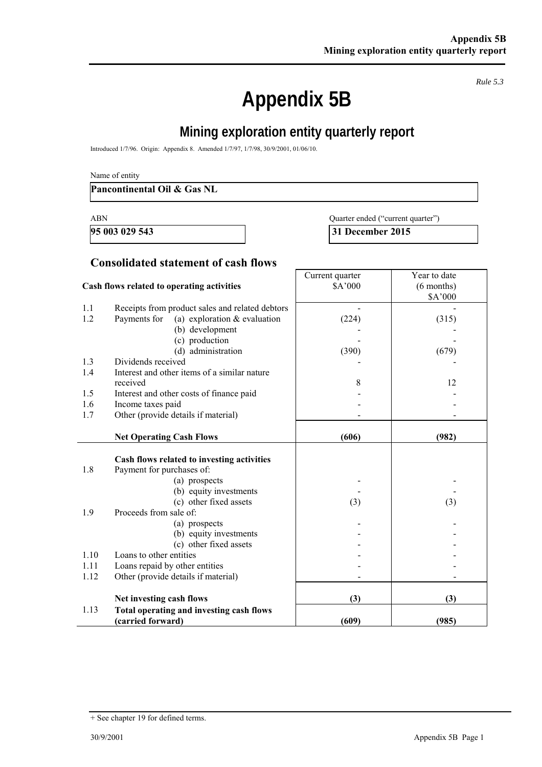*Rule 5.3*

# Appendix 5B

## Mining exploration entity quarterly report

Introduced 1/7/96. Origin: Appendix 8. Amended 1/7/97, 1/7/98, 30/9/2001, 01/06/10.

Name of entity

**Pancontinental Oil & Gas NL**

| ABN | Quarter ended ("current quarter") |
|---|---|
| **95 003 029 543** | **31 December 2015** |

### Consolidated statement of cash flows

| | Cash flows related to operating activities | Current quarter $A'000 | Year to date (6 months) $A'000 |
|---|---|---|---|
| 1.1 | Receipts from product sales and related debtors | - | - |
| 1.2 | Payments for (a) exploration & evaluation | (224) | (315) |
| | (b) development | - | - |
| | (c) production | - | - |
| | (d) administration | (390) | (679) |
| 1.3 | Dividends received | - | - |
| 1.4 | Interest and other items of a similar nature received | 8 | 12 |
| 1.5 | Interest and other costs of finance paid | - | - |
| 1.6 | Income taxes paid | - | - |
| 1.7 | Other (provide details if material) | - | - |
| | **Net Operating Cash Flows** | **(606)** | **(982)** |
| | **Cash flows related to investing activities** | | |
| 1.8 | Payment for purchases of: | | |
| | (a) prospects | - | - |
| | (b) equity investments | - | - |
| | (c) other fixed assets | (3) | (3) |
| 1.9 | Proceeds from sale of: | | |
| | (a) prospects | - | - |
| | (b) equity investments | - | - |
| | (c) other fixed assets | - | - |
| 1.10 | Loans to other entities | - | - |
| 1.11 | Loans repaid by other entities | - | - |
| 1.12 | Other (provide details if material) | - | - |
| | **Net investing cash flows** | **(3)** | **(3)** |
| 1.13 | **Total operating and investing cash flows (carried forward)** | **(609)** | **(985)** |

+ See chapter 19 for defined terms.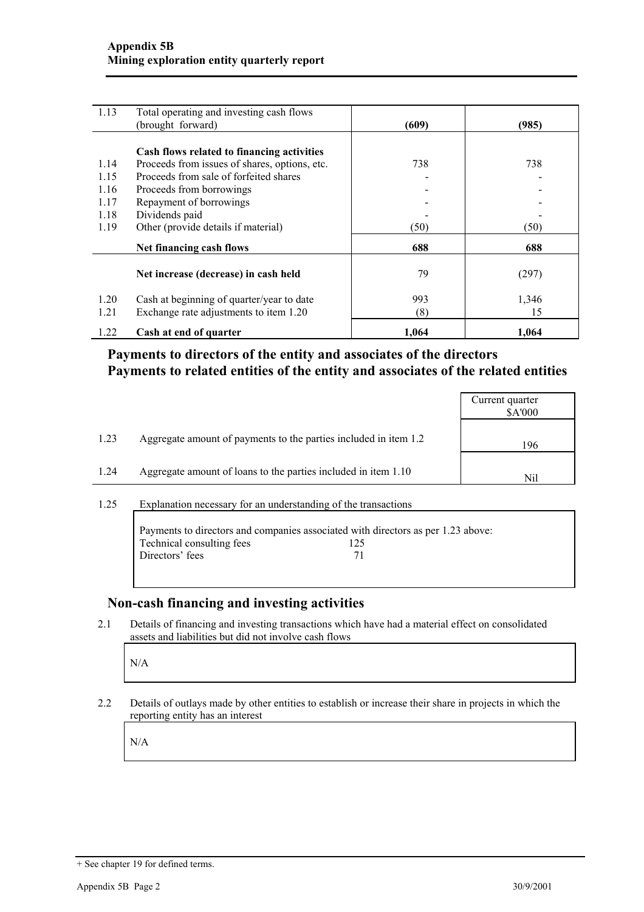| | | | |
|---|---|---|---|
| 1.13 | Total operating and investing cash flows (brought forward) | **(609)** | **(985)** |
| | **Cash flows related to financing activities** | | |
| 1.14 | Proceeds from issues of shares, options, etc. | 738 | 738 |
| 1.15 | Proceeds from sale of forfeited shares | - | - |
| 1.16 | Proceeds from borrowings | - | - |
| 1.17 | Repayment of borrowings | - | - |
| 1.18 | Dividends paid | - | - |
| 1.19 | Other (provide details if material) | (50) | (50) |
| | **Net financing cash flows** | **688** | **688** |
| | **Net increase (decrease) in cash held** | 79 | (297) |
| 1.20 | Cash at beginning of quarter/year to date | 993 | 1,346 |
| 1.21 | Exchange rate adjustments to item 1.20 | (8) | 15 |
| 1.22 | **Cash at end of quarter** | **1,064** | **1,064** |

## Payments to directors of the entity and associates of the directors
## Payments to related entities of the entity and associates of the related entities

| | | Current quarter $A'000 |
|---|---|---|
| 1.23 | Aggregate amount of payments to the parties included in item 1.2 | 196 |
| 1.24 | Aggregate amount of loans to the parties included in item 1.10 | Nil |

1.25 Explanation necessary for an understanding of the transactions

Payments to directors and companies associated with directors as per 1.23 above:

| | |
|---|---|
| Technical consulting fees | 125 |
| Directors' fees | 71 |

## Non-cash financing and investing activities

2.1 Details of financing and investing transactions which have had a material effect on consolidated assets and liabilities but did not involve cash flows

N/A

2.2 Details of outlays made by other entities to establish or increase their share in projects in which the reporting entity has an interest

N/A

+ See chapter 19 for defined terms.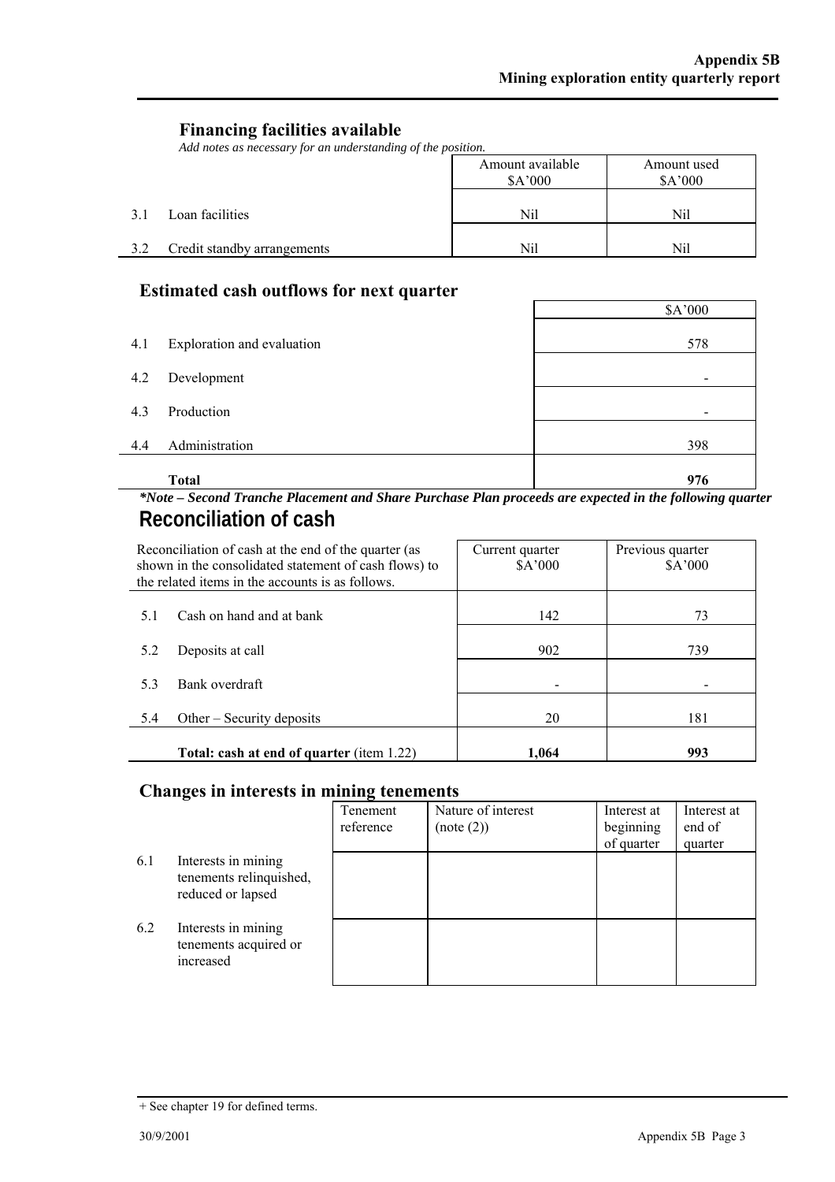## Financing facilities available

*Add notes as necessary for an understanding of the position.*

| | | Amount available $A'000 | Amount used $A'000 |
|---|---|---|---|
| 3.1 | Loan facilities | Nil | Nil |
| 3.2 | Credit standby arrangements | Nil | Nil |

## Estimated cash outflows for next quarter

| | | $A'000 |
|---|---|---|
| 4.1 | Exploration and evaluation | 578 |
| 4.2 | Development | - |
| 4.3 | Production | - |
| 4.4 | Administration | 398 |
| | **Total** | **976** |

***Note – Second Tranche Placement and Share Purchase Plan proceeds are expected in the following quarter**

## Reconciliation of cash

| Reconciliation of cash at the end of the quarter (as shown in the consolidated statement of cash flows) to the related items in the accounts is as follows. | | Current quarter $A'000 | Previous quarter $A'000 |
|---|---|---|---|
| 5.1 | Cash on hand and at bank | 142 | 73 |
| 5.2 | Deposits at call | 902 | 739 |
| 5.3 | Bank overdraft | - | - |
| 5.4 | Other – Security deposits | 20 | 181 |
| | **Total: cash at end of quarter** (item 1.22) | **1,064** | **993** |

## Changes in interests in mining tenements

| | | Tenement reference | Nature of interest (note (2)) | Interest at beginning of quarter | Interest at end of quarter |
|---|---|---|---|---|---|
| 6.1 | Interests in mining tenements relinquished, reduced or lapsed | | | | |
| 6.2 | Interests in mining tenements acquired or increased | | | | |

+ See chapter 19 for defined terms.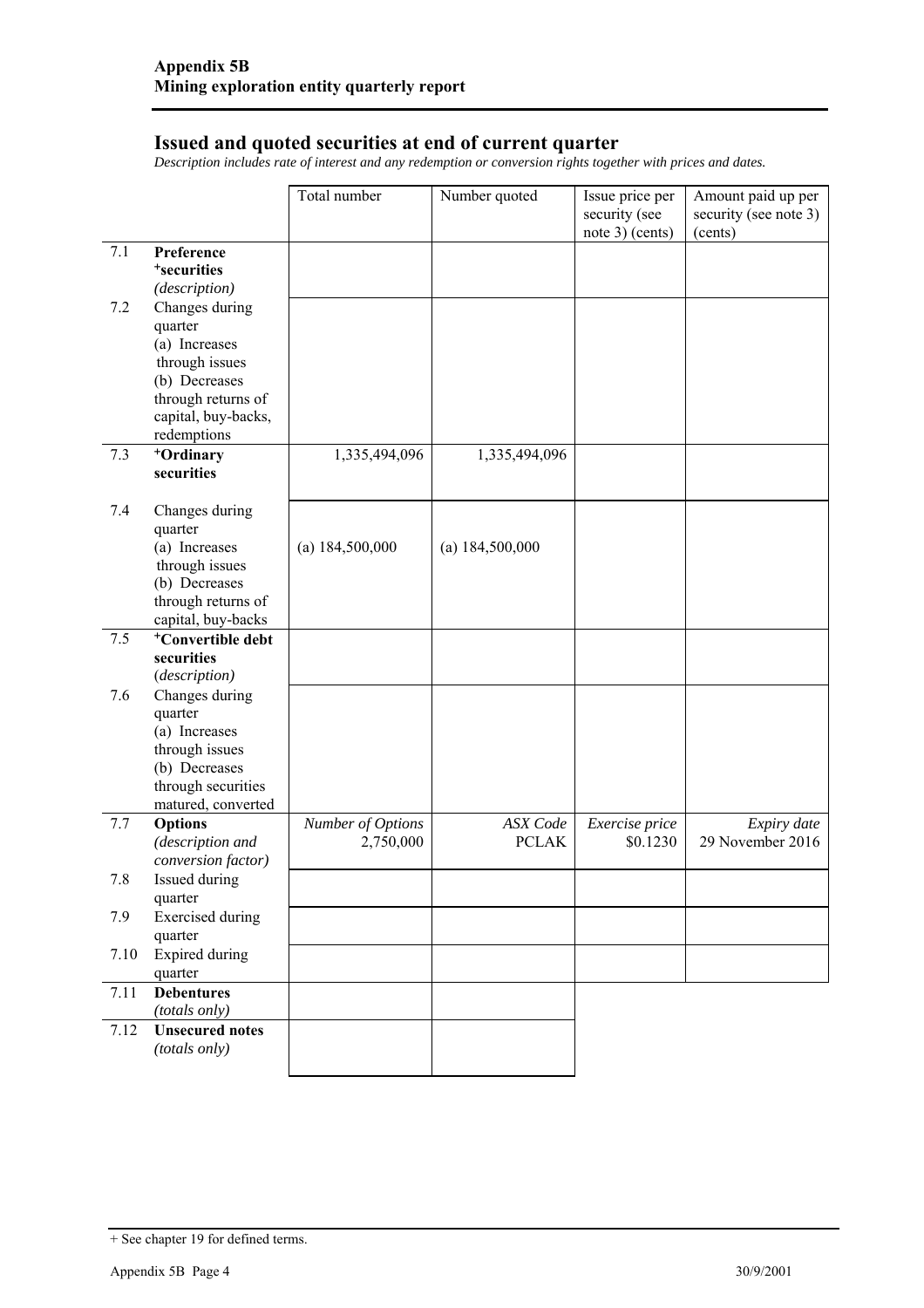## Appendix 5B
## Mining exploration entity quarterly report

## Issued and quoted securities at end of current quarter

*Description includes rate of interest and any redemption or conversion rights together with prices and dates.*

| | | Total number | Number quoted | Issue price per security (see note 3) (cents) | Amount paid up per security (see note 3) (cents) |
|---|---|---|---|---|---|
| 7.1 | **Preference +securities** *(description)* | | | | |
| 7.2 | Changes during quarter (a) Increases through issues (b) Decreases through returns of capital, buy-backs, redemptions | | | | |
| 7.3 | **+Ordinary securities** | 1,335,494,096 | 1,335,494,096 | | |
| 7.4 | Changes during quarter (a) Increases through issues (b) Decreases through returns of capital, buy-backs | (a) 184,500,000 | (a) 184,500,000 | | |
| 7.5 | **+Convertible debt securities** *(description)* | | | | |
| 7.6 | Changes during quarter (a) Increases through issues (b) Decreases through securities matured, converted | | | | |
| 7.7 | **Options** *(description and conversion factor)* | *Number of Options* 2,750,000 | *ASX Code* PCLAK | *Exercise price* $0.1230 | *Expiry date* 29 November 2016 |
| 7.8 | Issued during quarter | | | | |
| 7.9 | Exercised during quarter | | | | |
| 7.10 | Expired during quarter | | | | |
| 7.11 | **Debentures** *(totals only)* | | | | |
| 7.12 | **Unsecured notes** *(totals only)* | | | | |

+ See chapter 19 for defined terms.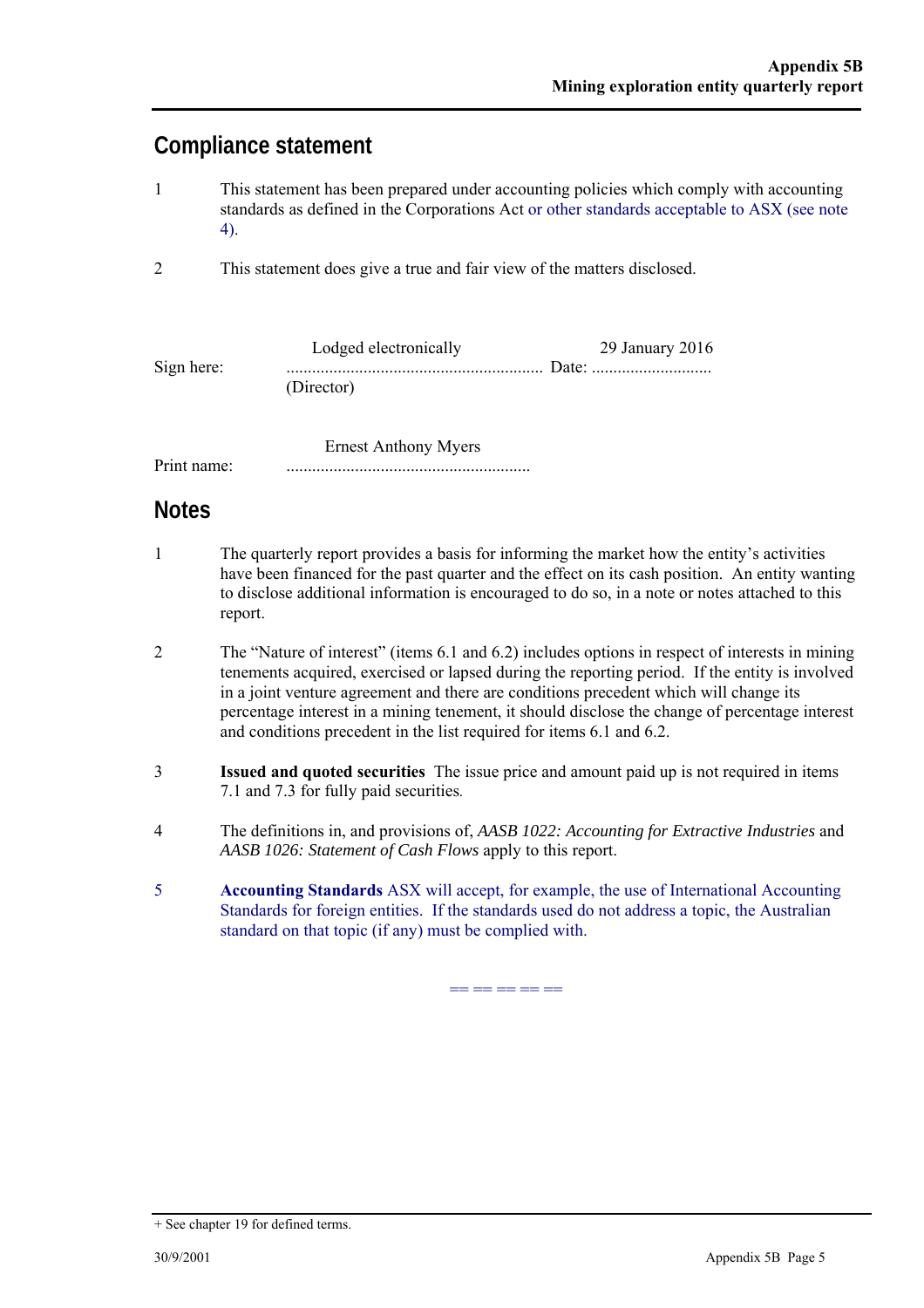## Compliance statement

1 This statement has been prepared under accounting policies which comply with accounting standards as defined in the Corporations Act or other standards acceptable to ASX (see note 4).

2 This statement does give a true and fair view of the matters disclosed.

Sign here: Lodged electronically ........................................................ Date: 29 January 2016
(Director)

Print name: Ernest Anthony Myers

## Notes

1 The quarterly report provides a basis for informing the market how the entity's activities have been financed for the past quarter and the effect on its cash position. An entity wanting to disclose additional information is encouraged to do so, in a note or notes attached to this report.

2 The "Nature of interest" (items 6.1 and 6.2) includes options in respect of interests in mining tenements acquired, exercised or lapsed during the reporting period. If the entity is involved in a joint venture agreement and there are conditions precedent which will change its percentage interest in a mining tenement, it should disclose the change of percentage interest and conditions precedent in the list required for items 6.1 and 6.2.

3 **Issued and quoted securities** The issue price and amount paid up is not required in items 7.1 and 7.3 for fully paid securities.

4 The definitions in, and provisions of, *AASB 1022: Accounting for Extractive Industries* and *AASB 1026: Statement of Cash Flows* apply to this report.

5 **Accounting Standards** ASX will accept, for example, the use of International Accounting Standards for foreign entities. If the standards used do not address a topic, the Australian standard on that topic (if any) must be complied with.

== == == == ==

+ See chapter 19 for defined terms.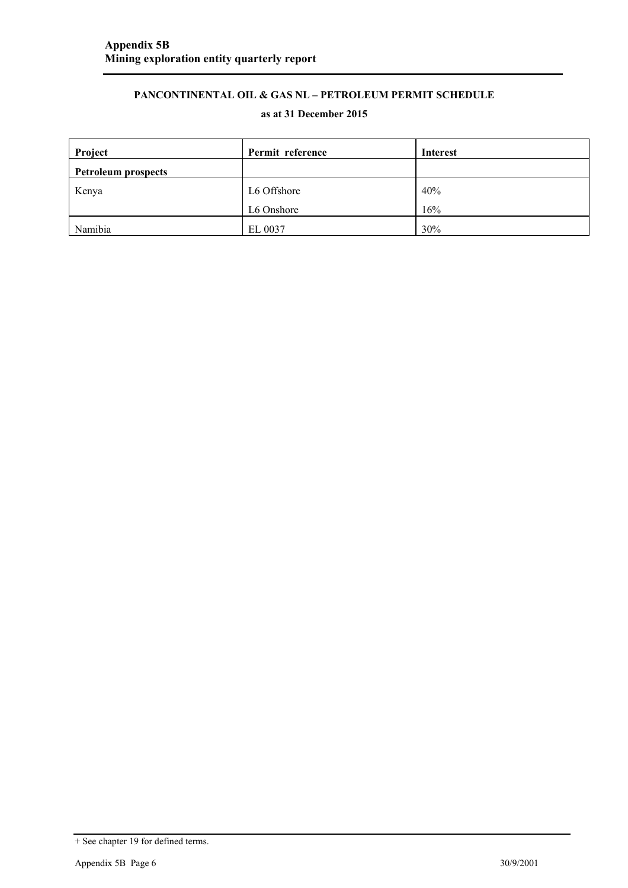## PANCONTINENTAL OIL & GAS NL – PETROLEUM PERMIT SCHEDULE

**as at 31 December 2015**

| Project | Permit reference | Interest |
|---|---|---|
| **Petroleum prospects** | | |
| Kenya | L6 Offshore | 40% |
| | L6 Onshore | 16% |
| Namibia | EL 0037 | 30% |